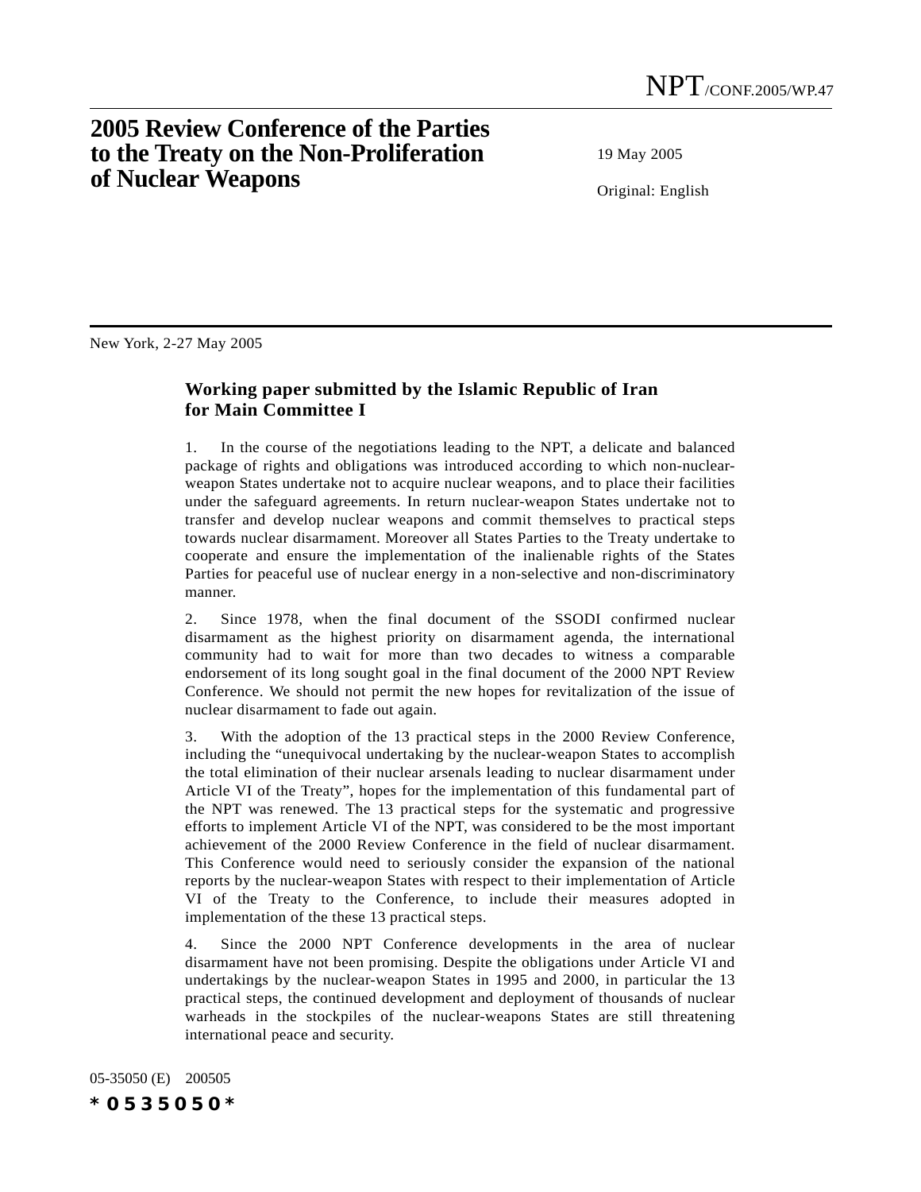NPT/CONF.2005/WP.47

# 2005 Review Conference of the Parties to the Treaty on the Non-Proliferation of Nuclear Weapons

19 May 2005

Original: English

New York, 2-27 May 2005

## Working paper submitted by the Islamic Republic of Iran for Main Committee I

1. In the course of the negotiations leading to the NPT, a delicate and balanced package of rights and obligations was introduced according to which non-nuclear-weapon States undertake not to acquire nuclear weapons, and to place their facilities under the safeguard agreements. In return nuclear-weapon States undertake not to transfer and develop nuclear weapons and commit themselves to practical steps towards nuclear disarmament. Moreover all States Parties to the Treaty undertake to cooperate and ensure the implementation of the inalienable rights of the States Parties for peaceful use of nuclear energy in a non-selective and non-discriminatory manner.

2. Since 1978, when the final document of the SSODI confirmed nuclear disarmament as the highest priority on disarmament agenda, the international community had to wait for more than two decades to witness a comparable endorsement of its long sought goal in the final document of the 2000 NPT Review Conference. We should not permit the new hopes for revitalization of the issue of nuclear disarmament to fade out again.

3. With the adoption of the 13 practical steps in the 2000 Review Conference, including the "unequivocal undertaking by the nuclear-weapon States to accomplish the total elimination of their nuclear arsenals leading to nuclear disarmament under Article VI of the Treaty", hopes for the implementation of this fundamental part of the NPT was renewed. The 13 practical steps for the systematic and progressive efforts to implement Article VI of the NPT, was considered to be the most important achievement of the 2000 Review Conference in the field of nuclear disarmament. This Conference would need to seriously consider the expansion of the national reports by the nuclear-weapon States with respect to their implementation of Article VI of the Treaty to the Conference, to include their measures adopted in implementation of the these 13 practical steps.

4. Since the 2000 NPT Conference developments in the area of nuclear disarmament have not been promising. Despite the obligations under Article VI and undertakings by the nuclear-weapon States in 1995 and 2000, in particular the 13 practical steps, the continued development and deployment of thousands of nuclear warheads in the stockpiles of the nuclear-weapons States are still threatening international peace and security.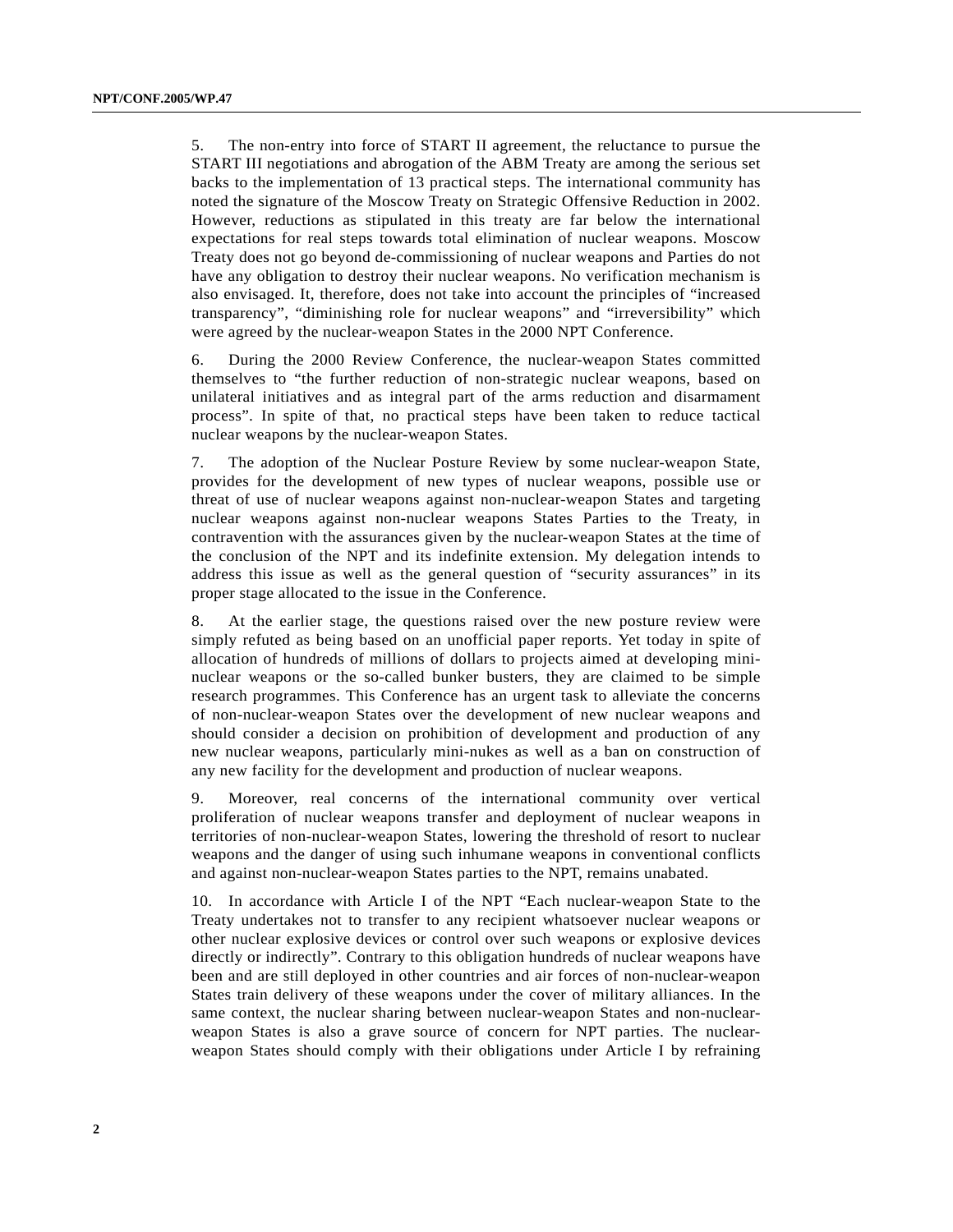5. The non-entry into force of START II agreement, the reluctance to pursue the START III negotiations and abrogation of the ABM Treaty are among the serious set backs to the implementation of 13 practical steps. The international community has noted the signature of the Moscow Treaty on Strategic Offensive Reduction in 2002. However, reductions as stipulated in this treaty are far below the international expectations for real steps towards total elimination of nuclear weapons. Moscow Treaty does not go beyond de-commissioning of nuclear weapons and Parties do not have any obligation to destroy their nuclear weapons. No verification mechanism is also envisaged. It, therefore, does not take into account the principles of "increased transparency", "diminishing role for nuclear weapons" and "irreversibility" which were agreed by the nuclear-weapon States in the 2000 NPT Conference.

6. During the 2000 Review Conference, the nuclear-weapon States committed themselves to "the further reduction of non-strategic nuclear weapons, based on unilateral initiatives and as integral part of the arms reduction and disarmament process". In spite of that, no practical steps have been taken to reduce tactical nuclear weapons by the nuclear-weapon States.

7. The adoption of the Nuclear Posture Review by some nuclear-weapon State, provides for the development of new types of nuclear weapons, possible use or threat of use of nuclear weapons against non-nuclear-weapon States and targeting nuclear weapons against non-nuclear weapons States Parties to the Treaty, in contravention with the assurances given by the nuclear-weapon States at the time of the conclusion of the NPT and its indefinite extension. My delegation intends to address this issue as well as the general question of "security assurances" in its proper stage allocated to the issue in the Conference.

8. At the earlier stage, the questions raised over the new posture review were simply refuted as being based on an unofficial paper reports. Yet today in spite of allocation of hundreds of millions of dollars to projects aimed at developing mini-nuclear weapons or the so-called bunker busters, they are claimed to be simple research programmes. This Conference has an urgent task to alleviate the concerns of non-nuclear-weapon States over the development of new nuclear weapons and should consider a decision on prohibition of development and production of any new nuclear weapons, particularly mini-nukes as well as a ban on construction of any new facility for the development and production of nuclear weapons.

9. Moreover, real concerns of the international community over vertical proliferation of nuclear weapons transfer and deployment of nuclear weapons in territories of non-nuclear-weapon States, lowering the threshold of resort to nuclear weapons and the danger of using such inhumane weapons in conventional conflicts and against non-nuclear-weapon States parties to the NPT, remains unabated.

10. In accordance with Article I of the NPT "Each nuclear-weapon State to the Treaty undertakes not to transfer to any recipient whatsoever nuclear weapons or other nuclear explosive devices or control over such weapons or explosive devices directly or indirectly". Contrary to this obligation hundreds of nuclear weapons have been and are still deployed in other countries and air forces of non-nuclear-weapon States train delivery of these weapons under the cover of military alliances. In the same context, the nuclear sharing between nuclear-weapon States and non-nuclear-weapon States is also a grave source of concern for NPT parties. The nuclear-weapon States should comply with their obligations under Article I by refraining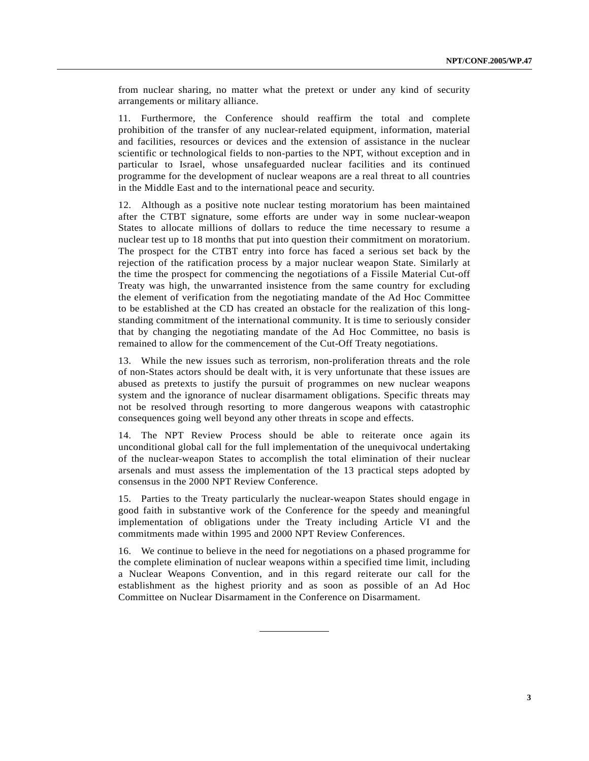from nuclear sharing, no matter what the pretext or under any kind of security arrangements or military alliance.

11. Furthermore, the Conference should reaffirm the total and complete prohibition of the transfer of any nuclear-related equipment, information, material and facilities, resources or devices and the extension of assistance in the nuclear scientific or technological fields to non-parties to the NPT, without exception and in particular to Israel, whose unsafeguarded nuclear facilities and its continued programme for the development of nuclear weapons are a real threat to all countries in the Middle East and to the international peace and security.

12. Although as a positive note nuclear testing moratorium has been maintained after the CTBT signature, some efforts are under way in some nuclear-weapon States to allocate millions of dollars to reduce the time necessary to resume a nuclear test up to 18 months that put into question their commitment on moratorium. The prospect for the CTBT entry into force has faced a serious set back by the rejection of the ratification process by a major nuclear weapon State. Similarly at the time the prospect for commencing the negotiations of a Fissile Material Cut-off Treaty was high, the unwarranted insistence from the same country for excluding the element of verification from the negotiating mandate of the Ad Hoc Committee to be established at the CD has created an obstacle for the realization of this long-standing commitment of the international community. It is time to seriously consider that by changing the negotiating mandate of the Ad Hoc Committee, no basis is remained to allow for the commencement of the Cut-Off Treaty negotiations.

13. While the new issues such as terrorism, non-proliferation threats and the role of non-States actors should be dealt with, it is very unfortunate that these issues are abused as pretexts to justify the pursuit of programmes on new nuclear weapons system and the ignorance of nuclear disarmament obligations. Specific threats may not be resolved through resorting to more dangerous weapons with catastrophic consequences going well beyond any other threats in scope and effects.

14. The NPT Review Process should be able to reiterate once again its unconditional global call for the full implementation of the unequivocal undertaking of the nuclear-weapon States to accomplish the total elimination of their nuclear arsenals and must assess the implementation of the 13 practical steps adopted by consensus in the 2000 NPT Review Conference.

15. Parties to the Treaty particularly the nuclear-weapon States should engage in good faith in substantive work of the Conference for the speedy and meaningful implementation of obligations under the Treaty including Article VI and the commitments made within 1995 and 2000 NPT Review Conferences.

16. We continue to believe in the need for negotiations on a phased programme for the complete elimination of nuclear weapons within a specified time limit, including a Nuclear Weapons Convention, and in this regard reiterate our call for the establishment as the highest priority and as soon as possible of an Ad Hoc Committee on Nuclear Disarmament in the Conference on Disarmament.